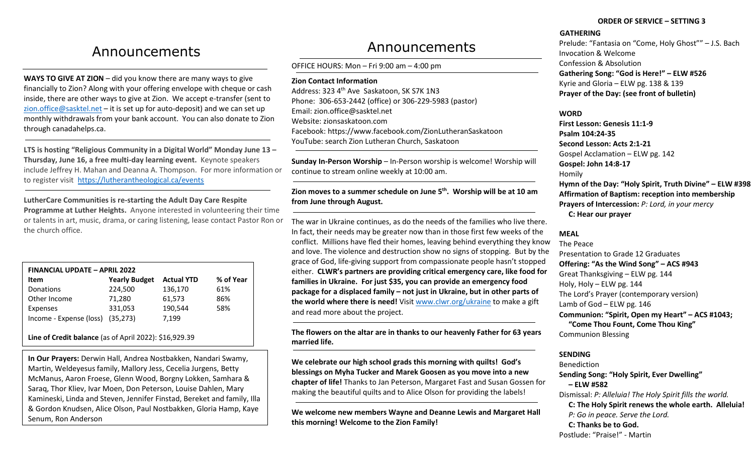# Announcements

**WAYS TO GIVE AT ZION** – did you know there are many ways to give financially to Zion? Along with your offering envelope with cheque or cash inside, there are other ways to give at Zion. We accept e-transfer (sent to zion.office@sasktel.net – it is set up for auto-deposit) and we can set up monthly withdrawals from your bank account. You can also donate to Zion through canadahelps.ca.

**LTS is hosting "Religious Community in a Digital World" Monday June 13 – Thursday, June 16, a free multi-day learning event.** Keynote speakers include Jeffrey H. Mahan and Deanna A. Thompson. For more information or to register visit https://lutherantheological.ca/events

**LutherCare Communities is re-starting the Adult Day Care Respite Programme at Luther Heights.** Anyone interested in volunteering their time or talents in art, music, drama, or caring listening, lease contact Pastor Ron or the church office.

**FINANCIAL UPDATE – APRIL 2022**

| Item | Yearly Budget | Actual YTD | % of Year |
|---|---|---|---|
| Donations | 224,500 | 136,170 | 61% |
| Other Income | 71,280 | 61,573 | 86% |
| Expenses | 331,053 | 190,544 | 58% |
| Income - Expense (loss) | (35,273) | 7,199 | |

**Line of Credit balance** (as of April 2022): $16,929.39

**In Our Prayers:** Derwin Hall, Andrea Nostbakken, Nandari Swamy, Martin, Weldeyesus family, Mallory Jess, Cecelia Jurgens, Betty McManus, Aaron Froese, Glenn Wood, Borgny Lokken, Samhara & Saraq, Thor Kliev, Ivar Moen, Don Peterson, Louise Dahlen, Mary Kamineski, Linda and Steven, Jennifer Finstad, Bereket and family, Illa & Gordon Knudsen, Alice Olson, Paul Nostbakken, Gloria Hamp, Kaye Senum, Ron Anderson

# Announcements

OFFICE HOURS: Mon – Fri 9:00 am – 4:00 pm

**Zion Contact Information**
Address: 323 4th Ave Saskatoon, SK S7K 1N3
Phone: 306-653-2442 (office) or 306-229-5983 (pastor)
Email: zion.office@sasktel.net
Website: zionsaskatoon.com
Facebook: https://www.facebook.com/ZionLutheranSaskatoon
YouTube: search Zion Lutheran Church, Saskatoon

**Sunday In-Person Worship** – In-Person worship is welcome! Worship will continue to stream online weekly at 10:00 am.

**Zion moves to a summer schedule on June 5th. Worship will be at 10 am from June through August.**

The war in Ukraine continues, as do the needs of the families who live there. In fact, their needs may be greater now than in those first few weeks of the conflict. Millions have fled their homes, leaving behind everything they know and love. The violence and destruction show no signs of stopping. But by the grace of God, life-giving support from compassionate people hasn't stopped either. **CLWR's partners are providing critical emergency care, like food for families in Ukraine. For just $35, you can provide an emergency food package for a displaced family – not just in Ukraine, but in other parts of the world where there is need!** Visit www.clwr.org/ukraine to make a gift and read more about the project.

**The flowers on the altar are in thanks to our heavenly Father for 63 years married life.**

**We celebrate our high school grads this morning with quilts! God's blessings on Myha Tucker and Marek Goosen as you move into a new chapter of life!** Thanks to Jan Peterson, Margaret Fast and Susan Gossen for making the beautiful quilts and to Alice Olson for providing the labels!

**We welcome new members Wayne and Deanne Lewis and Margaret Hall this morning! Welcome to the Zion Family!**

## ORDER OF SERVICE – SETTING 3

**GATHERING**

Prelude: "Fantasia on "Come, Holy Ghost"" – J.S. Bach
Invocation & Welcome
Confession & Absolution
**Gathering Song: "God is Here!" – ELW #526**
Kyrie and Gloria – ELW pg. 138 & 139
**Prayer of the Day: (see front of bulletin)**

**WORD**

**First Lesson: Genesis 11:1-9**
**Psalm 104:24-35**
**Second Lesson: Acts 2:1-21**
Gospel Acclamation – ELW pg. 142
**Gospel: John 14:8-17**
Homily
**Hymn of the Day: "Holy Spirit, Truth Divine" – ELW #398**
**Affirmation of Baptism: reception into membership**
**Prayers of Intercession:** *P: Lord, in your mercy*
**C: Hear our prayer**

**MEAL**

The Peace
Presentation to Grade 12 Graduates
**Offering: "As the Wind Song" – ACS #943**
Great Thanksgiving – ELW pg. 144
Holy, Holy – ELW pg. 144
The Lord's Prayer (contemporary version)
Lamb of God – ELW pg. 146
**Communion: "Spirit, Open my Heart" – ACS #1043; "Come Thou Fount, Come Thou King"**
Communion Blessing

**SENDING**

Benediction
**Sending Song: "Holy Spirit, Ever Dwelling" – ELW #582**
Dismissal: *P: Alleluia! The Holy Spirit fills the world.*
**C: The Holy Spirit renews the whole earth. Alleluia!**
*P: Go in peace. Serve the Lord.*
**C: Thanks be to God.**
Postlude: "Praise!" - Martin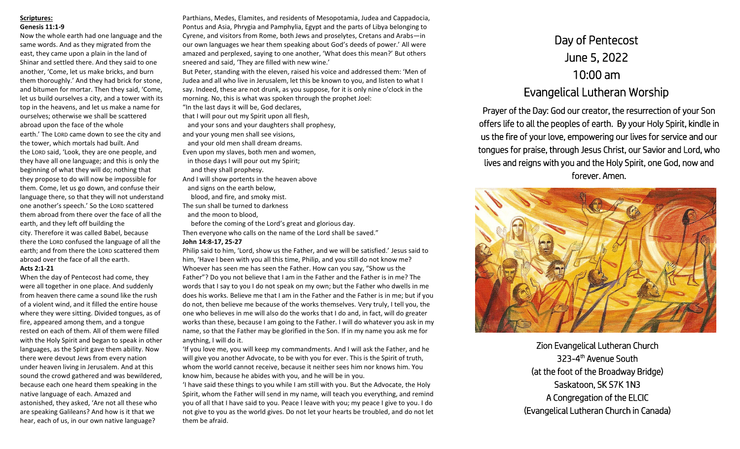**Scriptures:**

**Genesis 11:1-9**

Now the whole earth had one language and the same words. And as they migrated from the east, they came upon a plain in the land of Shinar and settled there. And they said to one another, 'Come, let us make bricks, and burn them thoroughly.' And they had brick for stone, and bitumen for mortar. Then they said, 'Come, let us build ourselves a city, and a tower with its top in the heavens, and let us make a name for ourselves; otherwise we shall be scattered abroad upon the face of the whole earth.' The LORD came down to see the city and the tower, which mortals had built. And the LORD said, 'Look, they are one people, and they have all one language; and this is only the beginning of what they will do; nothing that they propose to do will now be impossible for them. Come, let us go down, and confuse their language there, so that they will not understand one another's speech.' So the LORD scattered them abroad from there over the face of all the earth, and they left off building the city. Therefore it was called Babel, because there the LORD confused the language of all the earth; and from there the LORD scattered them abroad over the face of all the earth.

**Acts 2:1-21**

When the day of Pentecost had come, they were all together in one place. And suddenly from heaven there came a sound like the rush of a violent wind, and it filled the entire house where they were sitting. Divided tongues, as of fire, appeared among them, and a tongue rested on each of them. All of them were filled with the Holy Spirit and began to speak in other languages, as the Spirit gave them ability. Now there were devout Jews from every nation under heaven living in Jerusalem. And at this sound the crowd gathered and was bewildered, because each one heard them speaking in the native language of each. Amazed and astonished, they asked, 'Are not all these who are speaking Galileans? And how is it that we hear, each of us, in our own native language? Parthians, Medes, Elamites, and residents of Mesopotamia, Judea and Cappadocia, Pontus and Asia, Phrygia and Pamphylia, Egypt and the parts of Libya belonging to Cyrene, and visitors from Rome, both Jews and proselytes, Cretans and Arabs—in our own languages we hear them speaking about God's deeds of power.' All were amazed and perplexed, saying to one another, 'What does this mean?' But others sneered and said, 'They are filled with new wine.'

But Peter, standing with the eleven, raised his voice and addressed them: 'Men of Judea and all who live in Jerusalem, let this be known to you, and listen to what I say. Indeed, these are not drunk, as you suppose, for it is only nine o'clock in the morning. No, this is what was spoken through the prophet Joel:

"In the last days it will be, God declares,
that I will pour out my Spirit upon all flesh,
and your sons and your daughters shall prophesy,
and your young men shall see visions,
and your old men shall dream dreams.
Even upon my slaves, both men and women,
in those days I will pour out my Spirit;
and they shall prophesy.
And I will show portents in the heaven above
and signs on the earth below,
blood, and fire, and smoky mist.
The sun shall be turned to darkness
and the moon to blood,
before the coming of the Lord's great and glorious day.
Then everyone who calls on the name of the Lord shall be saved."

**John 14:8-17, 25-27**

Philip said to him, 'Lord, show us the Father, and we will be satisfied.' Jesus said to him, 'Have I been with you all this time, Philip, and you still do not know me? Whoever has seen me has seen the Father. How can you say, "Show us the Father"? Do you not believe that I am in the Father and the Father is in me? The words that I say to you I do not speak on my own; but the Father who dwells in me does his works. Believe me that I am in the Father and the Father is in me; but if you do not, then believe me because of the works themselves. Very truly, I tell you, the one who believes in me will also do the works that I do and, in fact, will do greater works than these, because I am going to the Father. I will do whatever you ask in my name, so that the Father may be glorified in the Son. If in my name you ask me for anything, I will do it.

'If you love me, you will keep my commandments. And I will ask the Father, and he will give you another Advocate, to be with you for ever. This is the Spirit of truth, whom the world cannot receive, because it neither sees him nor knows him. You know him, because he abides with you, and he will be in you.

'I have said these things to you while I am still with you. But the Advocate, the Holy Spirit, whom the Father will send in my name, will teach you everything, and remind you of all that I have said to you. Peace I leave with you; my peace I give to you. I do not give to you as the world gives. Do not let your hearts be troubled, and do not let them be afraid.

# Day of Pentecost
# June 5, 2022
# 10:00 am
# Evangelical Lutheran Worship

Prayer of the Day: God our creator, the resurrection of your Son offers life to all the peoples of earth. By your Holy Spirit, kindle in us the fire of your love, empowering our lives for service and our tongues for praise, through Jesus Christ, our Savior and Lord, who lives and reigns with you and the Holy Spirit, one God, now and forever. Amen.

Zion Evangelical Lutheran Church
323-4th Avenue South
(at the foot of the Broadway Bridge)
Saskatoon, SK S7K 1N3
A Congregation of the ELCIC
(Evangelical Lutheran Church in Canada)